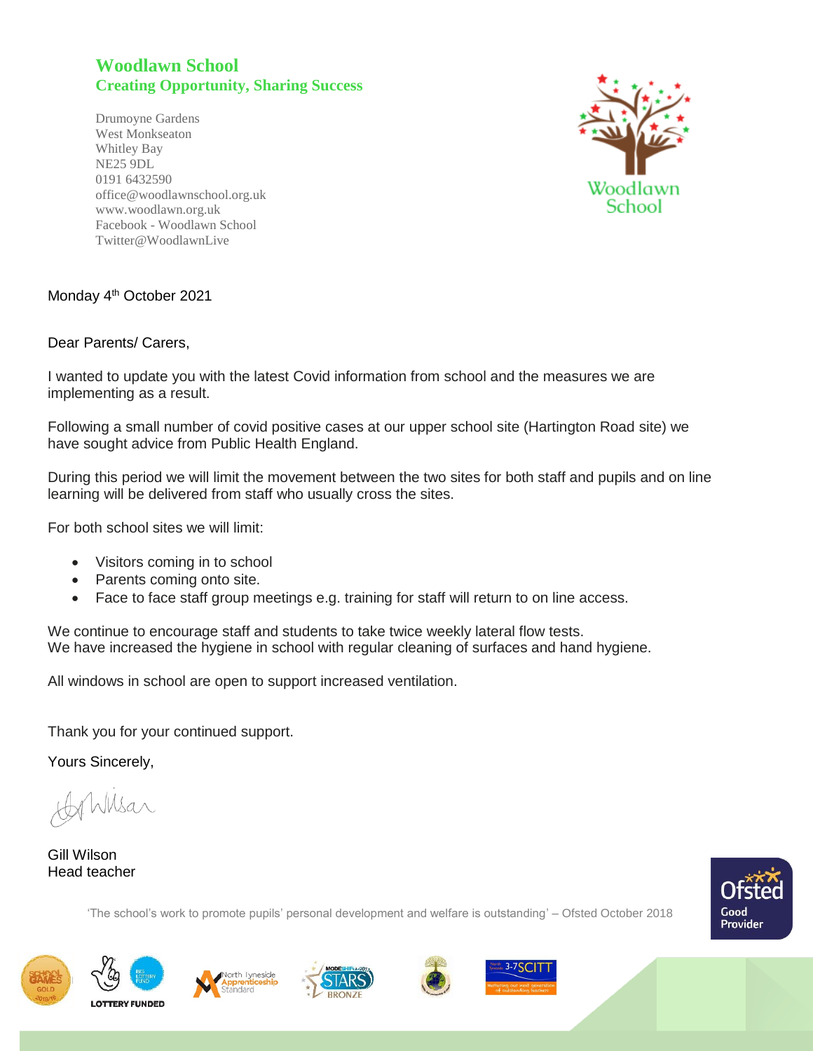# Woodlawn School

**Creating Opportunity, Sharing Success**

Drumoyne Gardens
West Monkseaton
Whitley Bay
NE25 9DL
0191 6432590
office@woodlawnschool.org.uk
www.woodlawn.org.uk
Facebook - Woodlawn School
Twitter@WoodlawnLive

Monday 4th October 2021

Dear Parents/ Carers,

I wanted to update you with the latest Covid information from school and the measures we are implementing as a result.

Following a small number of covid positive cases at our upper school site (Hartington Road site) we have sought advice from Public Health England.

During this period we will limit the movement between the two sites for both staff and pupils and on line learning will be delivered from staff who usually cross the sites.

For both school sites we will limit:

- Visitors coming in to school
- Parents coming onto site.
- Face to face staff group meetings e.g. training for staff will return to on line access.

We continue to encourage staff and students to take twice weekly lateral flow tests.
We have increased the hygiene in school with regular cleaning of surfaces and hand hygiene.

All windows in school are open to support increased ventilation.

Thank you for your continued support.

Yours Sincerely,

Gill Wilson
Head teacher

'The school's work to promote pupils' personal development and welfare is outstanding' – Ofsted October 2018